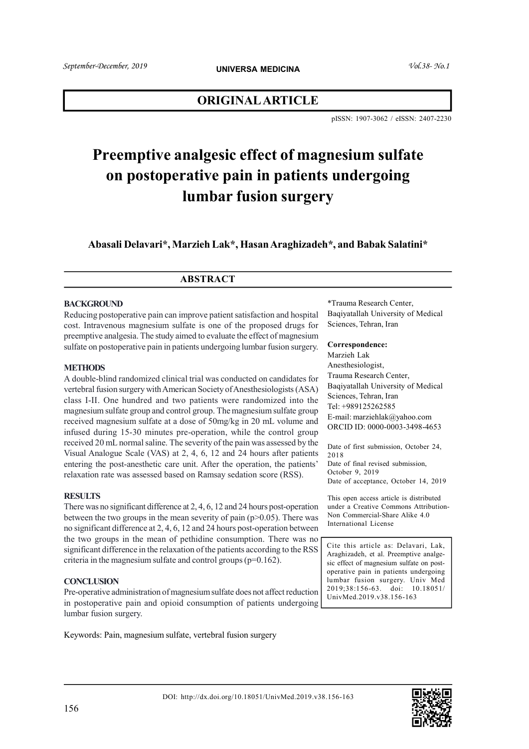## ORIGINAL ARTICLE

pISSN: 1907-3062 / eISSN: 2407-2230

# Preemptive analgesic effect of magnesium sulfate on postoperative pain in patients undergoing lumbar fusion surgery

**Abasali Delavari\*, Marzieh Lak\*, Hasan Araghizadeh\*, and Babak Salatini\***

## ABSTRACT

### BACKGROUND

Reducing postoperative pain can improve patient satisfaction and hospital cost. Intravenous magnesium sulfate is one of the proposed drugs for preemptive analgesia. The study aimed to evaluate the effect of magnesium sulfate on postoperative pain in patients undergoing lumbar fusion surgery.

### METHODS

A double-blind randomized clinical trial was conducted on candidates for vertebral fusion surgery with American Society of Anesthesiologists (ASA) class I-II. One hundred and two patients were randomized into the magnesium sulfate group and control group. The magnesium sulfate group received magnesium sulfate at a dose of 50mg/kg in 20 mL volume and infused during 15-30 minutes pre-operation, while the control group received 20 mL normal saline. The severity of the pain was assessed by the Visual Analogue Scale (VAS) at 2, 4, 6, 12 and 24 hours after patients entering the post-anesthetic care unit. After the operation, the patients' relaxation rate was assessed based on Ramsay sedation score (RSS).

### RESULTS

There was no significant difference at 2, 4, 6, 12 and 24 hours post-operation between the two groups in the mean severity of pain ($p>0.05$). There was no significant difference at 2, 4, 6, 12 and 24 hours post-operation between the two groups in the mean of pethidine consumption. There was no significant difference in the relaxation of the patients according to the RSS criteria in the magnesium sulfate and control groups ($p=0.162$).

### CONCLUSION

Pre-operative administration of magnesium sulfate does not affect reduction in postoperative pain and opioid consumption of patients undergoing lumbar fusion surgery.

Keywords: Pain, magnesium sulfate, vertebral fusion surgery

\*Trauma Research Center, Baqiyatallah University of Medical Sciences, Tehran, Iran

**Correspondence:**
Marzieh Lak
Anesthesiologist,
Trauma Research Center,
Baqiyatallah University of Medical Sciences, Tehran, Iran
Tel: +989125262585
E-mail: marziehlak@yahoo.com
ORCID ID: 0000-0003-3498-4653

Date of first submission, October 24, 2018
Date of final revised submission, October 9, 2019
Date of acceptance, October 14, 2019

This open access article is distributed under a Creative Commons Attribution-Non Commercial-Share Alike 4.0 International License

Cite this article as: Delavari, Lak, Araghizadeh, et al. Preemptive analgesic effect of magnesium sulfate on postoperative pain in patients undergoing lumbar fusion surgery. Univ Med 2019;38:156-63. doi: 10.18051/UnivMed.2019.v38.156-163

DOI: http://dx.doi.org/10.18051/UnivMed.2019.v38.156-163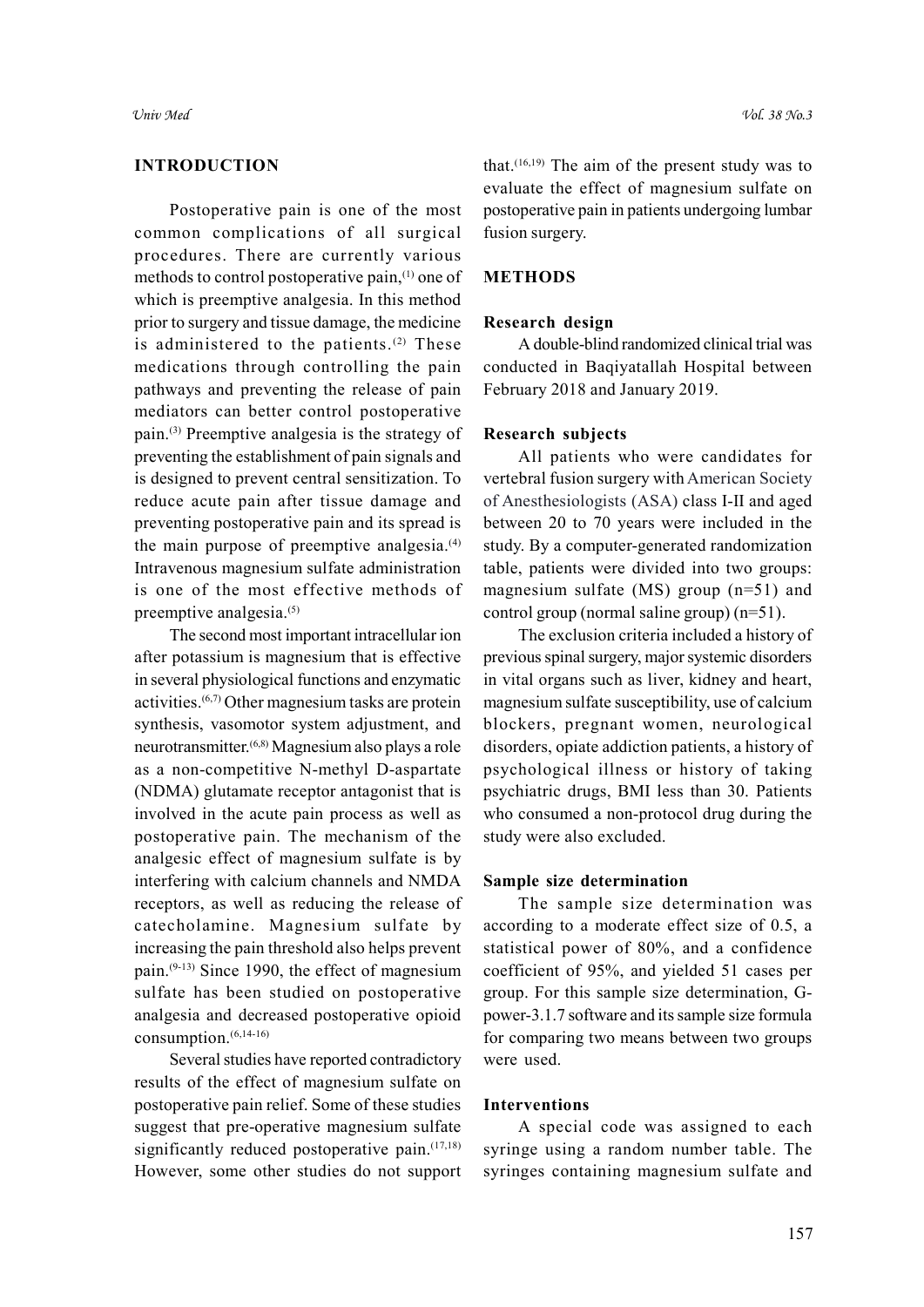## INTRODUCTION

Postoperative pain is one of the most common complications of all surgical procedures. There are currently various methods to control postoperative pain,[1] one of which is preemptive analgesia. In this method prior to surgery and tissue damage, the medicine is administered to the patients.[2] These medications through controlling the pain pathways and preventing the release of pain mediators can better control postoperative pain.[3] Preemptive analgesia is the strategy of preventing the establishment of pain signals and is designed to prevent central sensitization. To reduce acute pain after tissue damage and preventing postoperative pain and its spread is the main purpose of preemptive analgesia.[4] Intravenous magnesium sulfate administration is one of the most effective methods of preemptive analgesia.[5]

The second most important intracellular ion after potassium is magnesium that is effective in several physiological functions and enzymatic activities.[6,7] Other magnesium tasks are protein synthesis, vasomotor system adjustment, and neurotransmitter.[6,8] Magnesium also plays a role as a non-competitive N-methyl D-aspartate (NDMA) glutamate receptor antagonist that is involved in the acute pain process as well as postoperative pain. The mechanism of the analgesic effect of magnesium sulfate is by interfering with calcium channels and NMDA receptors, as well as reducing the release of catecholamine. Magnesium sulfate by increasing the pain threshold also helps prevent pain.[9-13] Since 1990, the effect of magnesium sulfate has been studied on postoperative analgesia and decreased postoperative opioid consumption.[6,14-16]

Several studies have reported contradictory results of the effect of magnesium sulfate on postoperative pain relief. Some of these studies suggest that pre-operative magnesium sulfate significantly reduced postoperative pain.[17,18] However, some other studies do not support that.[16,19] The aim of the present study was to evaluate the effect of magnesium sulfate on postoperative pain in patients undergoing lumbar fusion surgery.

## METHODS

### Research design

A double-blind randomized clinical trial was conducted in Baqiyatallah Hospital between February 2018 and January 2019.

### Research subjects

All patients who were candidates for vertebral fusion surgery with American Society of Anesthesiologists (ASA) class I-II and aged between 20 to 70 years were included in the study. By a computer-generated randomization table, patients were divided into two groups: magnesium sulfate (MS) group (n=51) and control group (normal saline group) (n=51).

The exclusion criteria included a history of previous spinal surgery, major systemic disorders in vital organs such as liver, kidney and heart, magnesium sulfate susceptibility, use of calcium blockers, pregnant women, neurological disorders, opiate addiction patients, a history of psychological illness or history of taking psychiatric drugs, BMI less than 30. Patients who consumed a non-protocol drug during the study were also excluded.

### Sample size determination

The sample size determination was according to a moderate effect size of 0.5, a statistical power of 80%, and a confidence coefficient of 95%, and yielded 51 cases per group. For this sample size determination, G-power-3.1.7 software and its sample size formula for comparing two means between two groups were used.

### Interventions

A special code was assigned to each syringe using a random number table. The syringes containing magnesium sulfate and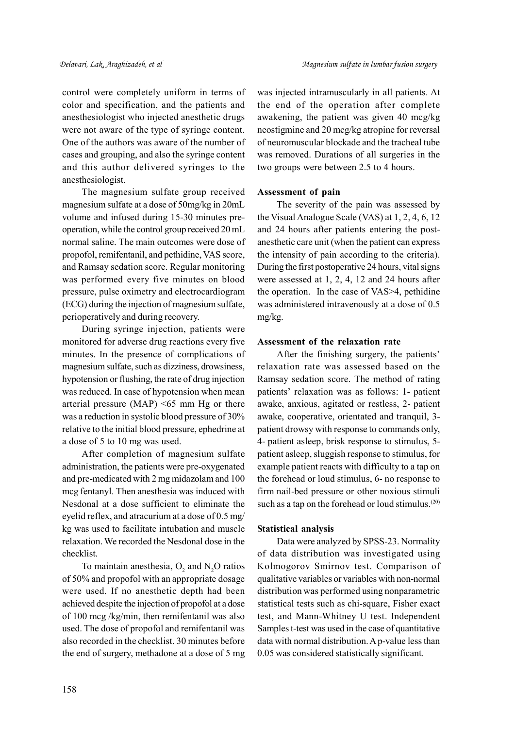control were completely uniform in terms of color and specification, and the patients and anesthesiologist who injected anesthetic drugs were not aware of the type of syringe content. One of the authors was aware of the number of cases and grouping, and also the syringe content and this author delivered syringes to the anesthesiologist.

The magnesium sulfate group received magnesium sulfate at a dose of 50mg/kg in 20mL volume and infused during 15-30 minutes pre-operation, while the control group received 20 mL normal saline. The main outcomes were dose of propofol, remifentanil, and pethidine, VAS score, and Ramsay sedation score. Regular monitoring was performed every five minutes on blood pressure, pulse oximetry and electrocardiogram (ECG) during the injection of magnesium sulfate, perioperatively and during recovery.

During syringe injection, patients were monitored for adverse drug reactions every five minutes. In the presence of complications of magnesium sulfate, such as dizziness, drowsiness, hypotension or flushing, the rate of drug injection was reduced. In case of hypotension when mean arterial pressure (MAP) <65 mm Hg or there was a reduction in systolic blood pressure of 30% relative to the initial blood pressure, ephedrine at a dose of 5 to 10 mg was used.

After completion of magnesium sulfate administration, the patients were pre-oxygenated and pre-medicated with 2 mg midazolam and 100 mcg fentanyl. Then anesthesia was induced with Nesdonal at a dose sufficient to eliminate the eyelid reflex, and atracurium at a dose of 0.5 mg/kg was used to facilitate intubation and muscle relaxation. We recorded the Nesdonal dose in the checklist.

To maintain anesthesia, $O_2$ and $N_2O$ ratios of 50% and propofol with an appropriate dosage were used. If no anesthetic depth had been achieved despite the injection of propofol at a dose of 100 mcg /kg/min, then remifentanil was also used. The dose of propofol and remifentanil was also recorded in the checklist. 30 minutes before the end of surgery, methadone at a dose of 5 mg was injected intramuscularly in all patients. At the end of the operation after complete awakening, the patient was given 40 mcg/kg neostigmine and 20 mcg/kg atropine for reversal of neuromuscular blockade and the tracheal tube was removed. Durations of all surgeries in the two groups were between 2.5 to 4 hours.

### Assessment of pain

The severity of the pain was assessed by the Visual Analogue Scale (VAS) at 1, 2, 4, 6, 12 and 24 hours after patients entering the post-anesthetic care unit (when the patient can express the intensity of pain according to the criteria). During the first postoperative 24 hours, vital signs were assessed at 1, 2, 4, 12 and 24 hours after the operation. In the case of VAS>4, pethidine was administered intravenously at a dose of 0.5 mg/kg.

### Assessment of the relaxation rate

After the finishing surgery, the patients' relaxation rate was assessed based on the Ramsay sedation score. The method of rating patients' relaxation was as follows: 1- patient awake, anxious, agitated or restless, 2- patient awake, cooperative, orientated and tranquil, 3- patient drowsy with response to commands only, 4- patient asleep, brisk response to stimulus, 5- patient asleep, sluggish response to stimulus, for example patient reacts with difficulty to a tap on the forehead or loud stimulus, 6- no response to firm nail-bed pressure or other noxious stimuli such as a tap on the forehead or loud stimulus.[20]

### Statistical analysis

Data were analyzed by SPSS-23. Normality of data distribution was investigated using Kolmogorov Smirnov test. Comparison of qualitative variables or variables with non-normal distribution was performed using nonparametric statistical tests such as chi-square, Fisher exact test, and Mann-Whitney U test. Independent Samples t-test was used in the case of quantitative data with normal distribution. A p-value less than 0.05 was considered statistically significant.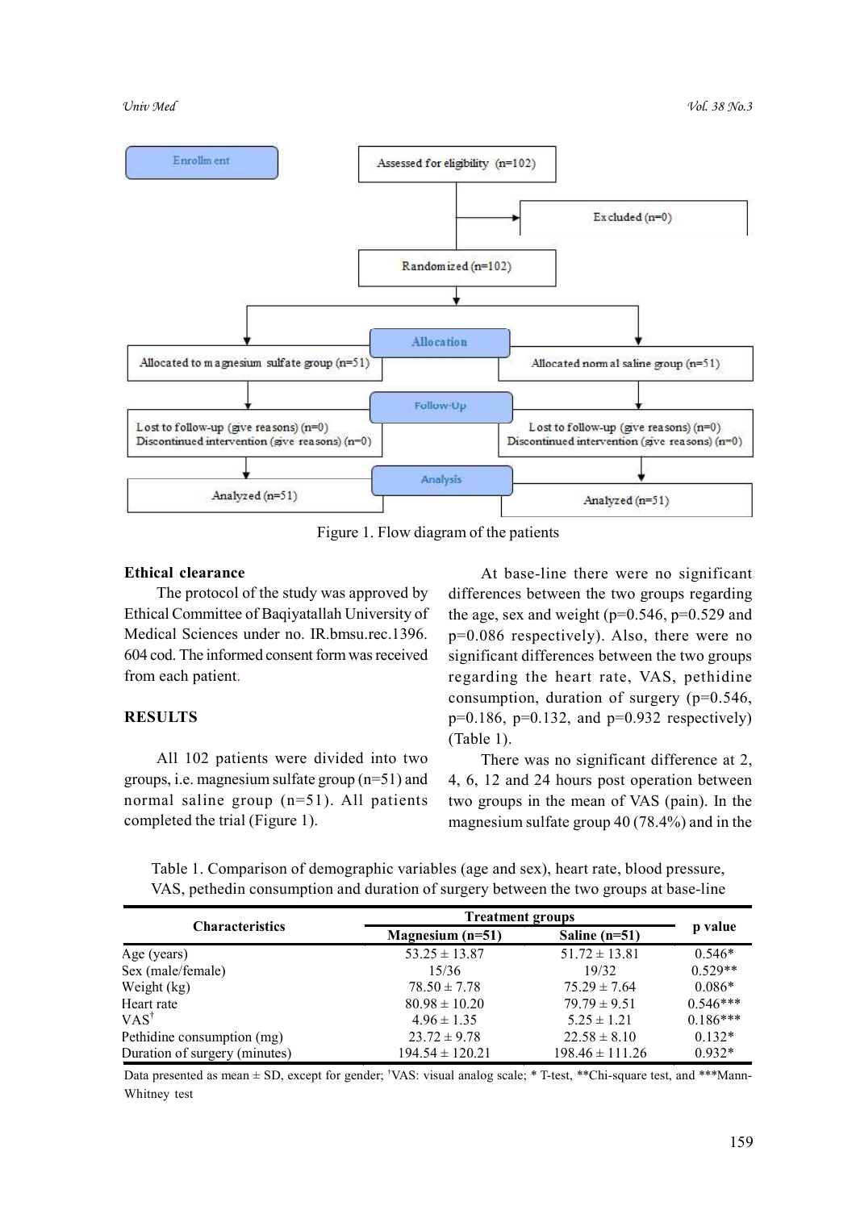Figure 1. Flow diagram of the patients

**Ethical clearance**

The protocol of the study was approved by Ethical Committee of Baqiyatallah University of Medical Sciences under no. IR.bmsu.rec.1396. 604 cod. The informed consent form was received from each patient.

## RESULTS

All 102 patients were divided into two groups, i.e. magnesium sulfate group (n=51) and normal saline group (n=51). All patients completed the trial (Figure 1).

At base-line there were no significant differences between the two groups regarding the age, sex and weight (p=0.546, p=0.529 and p=0.086 respectively). Also, there were no significant differences between the two groups regarding the heart rate, VAS, pethidine consumption, duration of surgery (p=0.546, p=0.186, p=0.132, and p=0.932 respectively) (Table 1).

There was no significant difference at 2, 4, 6, 12 and 24 hours post operation between two groups in the mean of VAS (pain). In the magnesium sulfate group 40 (78.4%) and in the

Table 1. Comparison of demographic variables (age and sex), heart rate, blood pressure, VAS, pethedin consumption and duration of surgery between the two groups at base-line

| Characteristics | Treatment groups | | p value |
|---|---|---|---|
| | Magnesium (n=51) | Saline (n=51) | |
| Age (years) | 53.25 ± 13.87 | 51.72 ± 13.81 | 0.546* |
| Sex (male/female) | 15/36 | 19/32 | 0.529** |
| Weight (kg) | 78.50 ± 7.78 | 75.29 ± 7.64 | 0.086* |
| Heart rate | 80.98 ± 10.20 | 79.79 ± 9.51 | 0.546*** |
| VAS† | 4.96 ± 1.35 | 5.25 ± 1.21 | 0.186*** |
| Pethidine consumption (mg) | 23.72 ± 9.78 | 22.58 ± 8.10 | 0.132* |
| Duration of surgery (minutes) | 194.54 ± 120.21 | 198.46 ± 111.26 | 0.932* |

Data presented as mean ± SD, except for gender; †VAS: visual analog scale; * T-test, **Chi-square test, and ***Mann-Whitney test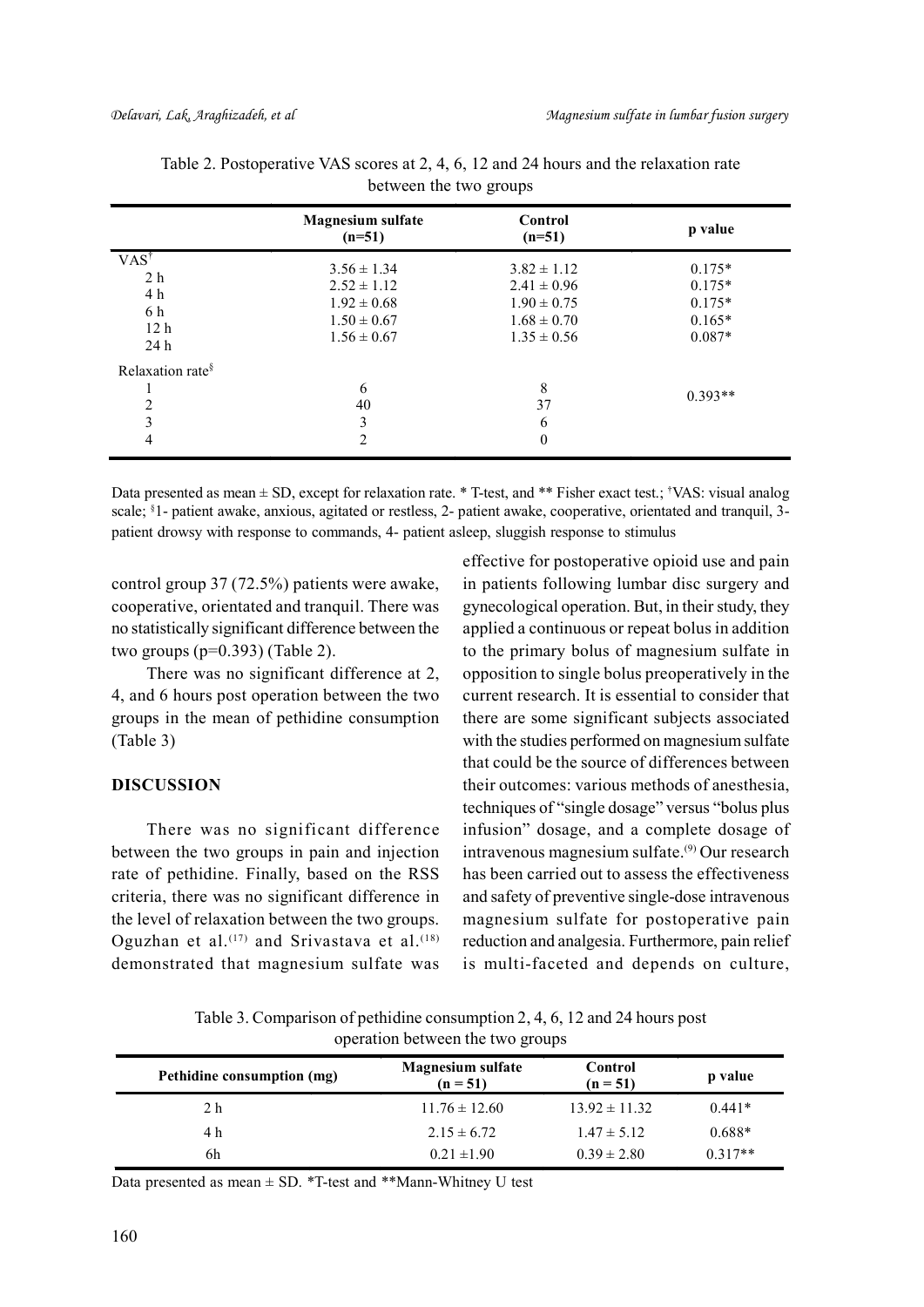Table 2. Postoperative VAS scores at 2, 4, 6, 12 and 24 hours and the relaxation rate between the two groups

| | Magnesium sulfate (n=51) | Control (n=51) | p value |
|---|---|---|---|
| VAS[†] | | | |
| 2 h | 3.56 ± 1.34 | 3.82 ± 1.12 | 0.175* |
| 4 h | 2.52 ± 1.12 | 2.41 ± 0.96 | 0.175* |
| 6 h | 1.92 ± 0.68 | 1.90 ± 0.75 | 0.175* |
| 12 h | 1.50 ± 0.67 | 1.68 ± 0.70 | 0.165* |
| 24 h | 1.56 ± 0.67 | 1.35 ± 0.56 | 0.087* |
| Relaxation rate[§] | | | |
| 1 | 6 | 8 | 0.393** |
| 2 | 40 | 37 | |
| 3 | 3 | 6 | |
| 4 | 2 | 0 | |

Data presented as mean ± SD, except for relaxation rate. * T-test, and ** Fisher exact test.; [†]VAS: visual analog scale; [§]1- patient awake, anxious, agitated or restless, 2- patient awake, cooperative, orientated and tranquil, 3- patient drowsy with response to commands, 4- patient asleep, sluggish response to stimulus

control group 37 (72.5%) patients were awake, cooperative, orientated and tranquil. There was no statistically significant difference between the two groups (p=0.393) (Table 2).

There was no significant difference at 2, 4, and 6 hours post operation between the two groups in the mean of pethidine consumption (Table 3)

## DISCUSSION

There was no significant difference between the two groups in pain and injection rate of pethidine. Finally, based on the RSS criteria, there was no significant difference in the level of relaxation between the two groups. Oguzhan et al.[17] and Srivastava et al.[18] demonstrated that magnesium sulfate was effective for postoperative opioid use and pain in patients following lumbar disc surgery and gynecological operation. But, in their study, they applied a continuous or repeat bolus in addition to the primary bolus of magnesium sulfate in opposition to single bolus preoperatively in the current research. It is essential to consider that there are some significant subjects associated with the studies performed on magnesium sulfate that could be the source of differences between their outcomes: various methods of anesthesia, techniques of "single dosage" versus "bolus plus infusion" dosage, and a complete dosage of intravenous magnesium sulfate.[9] Our research has been carried out to assess the effectiveness and safety of preventive single-dose intravenous magnesium sulfate for postoperative pain reduction and analgesia. Furthermore, pain relief is multi-faceted and depends on culture,

Table 3. Comparison of pethidine consumption 2, 4, 6, 12 and 24 hours post operation between the two groups

| Pethidine consumption (mg) | Magnesium sulfate (n = 51) | Control (n = 51) | p value |
|---|---|---|---|
| 2 h | 11.76 ± 12.60 | 13.92 ± 11.32 | 0.441* |
| 4 h | 2.15 ± 6.72 | 1.47 ± 5.12 | 0.688* |
| 6h | 0.21 ±1.90 | 0.39 ± 2.80 | 0.317** |

Data presented as mean ± SD. *T-test and **Mann-Whitney U test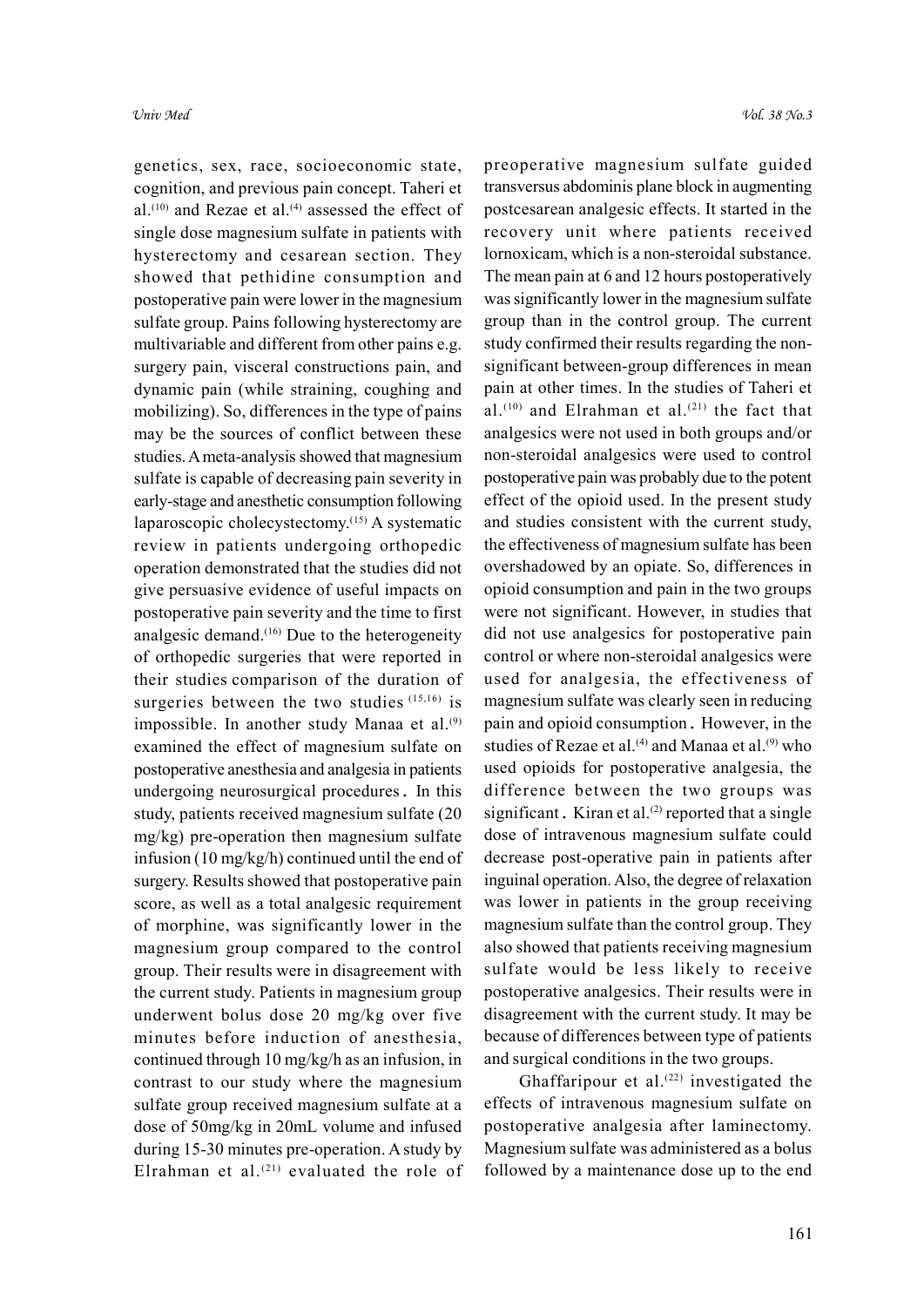genetics, sex, race, socioeconomic state, cognition, and previous pain concept. Taheri et al.[10] and Rezae et al.[4] assessed the effect of single dose magnesium sulfate in patients with hysterectomy and cesarean section. They showed that pethidine consumption and postoperative pain were lower in the magnesium sulfate group. Pains following hysterectomy are multivariable and different from other pains e.g. surgery pain, visceral constructions pain, and dynamic pain (while straining, coughing and mobilizing). So, differences in the type of pains may be the sources of conflict between these studies. A meta-analysis showed that magnesium sulfate is capable of decreasing pain severity in early-stage and anesthetic consumption following laparoscopic cholecystectomy.[15] A systematic review in patients undergoing orthopedic operation demonstrated that the studies did not give persuasive evidence of useful impacts on postoperative pain severity and the time to first analgesic demand.[16] Due to the heterogeneity of orthopedic surgeries that were reported in their studies comparison of the duration of surgeries between the two studies [15,16] is impossible. In another study Manaa et al.[9] examined the effect of magnesium sulfate on postoperative anesthesia and analgesia in patients undergoing neurosurgical procedures. In this study, patients received magnesium sulfate (20 mg/kg) pre-operation then magnesium sulfate infusion (10 mg/kg/h) continued until the end of surgery. Results showed that postoperative pain score, as well as a total analgesic requirement of morphine, was significantly lower in the magnesium group compared to the control group. Their results were in disagreement with the current study. Patients in magnesium group underwent bolus dose 20 mg/kg over five minutes before induction of anesthesia, continued through 10 mg/kg/h as an infusion, in contrast to our study where the magnesium sulfate group received magnesium sulfate at a dose of 50mg/kg in 20mL volume and infused during 15-30 minutes pre-operation. A study by Elrahman et al.[21] evaluated the role of preoperative magnesium sulfate guided transversus abdominis plane block in augmenting postcesarean analgesic effects. It started in the recovery unit where patients received lornoxicam, which is a non-steroidal substance. The mean pain at 6 and 12 hours postoperatively was significantly lower in the magnesium sulfate group than in the control group. The current study confirmed their results regarding the non-significant between-group differences in mean pain at other times. In the studies of Taheri et al.[10] and Elrahman et al.[21] the fact that analgesics were not used in both groups and/or non-steroidal analgesics were used to control postoperative pain was probably due to the potent effect of the opioid used. In the present study and studies consistent with the current study, the effectiveness of magnesium sulfate has been overshadowed by an opiate. So, differences in opioid consumption and pain in the two groups were not significant. However, in studies that did not use analgesics for postoperative pain control or where non-steroidal analgesics were used for analgesia, the effectiveness of magnesium sulfate was clearly seen in reducing pain and opioid consumption. However, in the studies of Rezae et al.[4] and Manaa et al.[9] who used opioids for postoperative analgesia, the difference between the two groups was significant. Kiran et al.[2] reported that a single dose of intravenous magnesium sulfate could decrease post-operative pain in patients after inguinal operation. Also, the degree of relaxation was lower in patients in the group receiving magnesium sulfate than the control group. They also showed that patients receiving magnesium sulfate would be less likely to receive postoperative analgesics. Their results were in disagreement with the current study. It may be because of differences between type of patients and surgical conditions in the two groups.

Ghaffaripour et al.[22] investigated the effects of intravenous magnesium sulfate on postoperative analgesia after laminectomy. Magnesium sulfate was administered as a bolus followed by a maintenance dose up to the end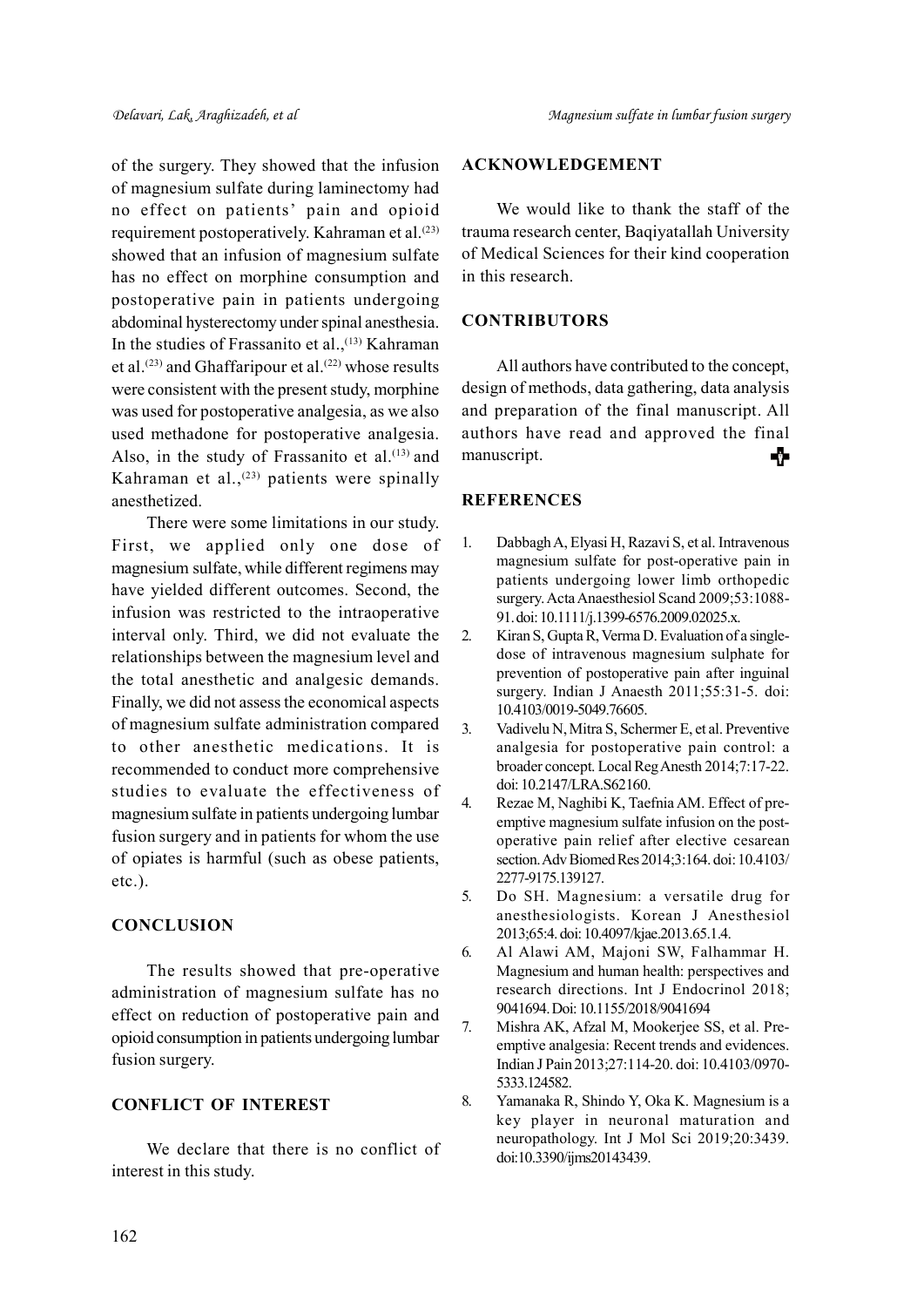of the surgery. They showed that the infusion of magnesium sulfate during laminectomy had no effect on patients' pain and opioid requirement postoperatively. Kahraman et al.[23] showed that an infusion of magnesium sulfate has no effect on morphine consumption and postoperative pain in patients undergoing abdominal hysterectomy under spinal anesthesia. In the studies of Frassanito et al.,[13] Kahraman et al.[23] and Ghaffaripour et al.[22] whose results were consistent with the present study, morphine was used for postoperative analgesia, as we also used methadone for postoperative analgesia. Also, in the study of Frassanito et al.[13] and Kahraman et al.,[23] patients were spinally anesthetized.

There were some limitations in our study. First, we applied only one dose of magnesium sulfate, while different regimens may have yielded different outcomes. Second, the infusion was restricted to the intraoperative interval only. Third, we did not evaluate the relationships between the magnesium level and the total anesthetic and analgesic demands. Finally, we did not assess the economical aspects of magnesium sulfate administration compared to other anesthetic medications. It is recommended to conduct more comprehensive studies to evaluate the effectiveness of magnesium sulfate in patients undergoing lumbar fusion surgery and in patients for whom the use of opiates is harmful (such as obese patients, etc.).

## CONCLUSION

The results showed that pre-operative administration of magnesium sulfate has no effect on reduction of postoperative pain and opioid consumption in patients undergoing lumbar fusion surgery.

## CONFLICT OF INTEREST

We declare that there is no conflict of interest in this study.

## ACKNOWLEDGEMENT

We would like to thank the staff of the trauma research center, Baqiyatallah University of Medical Sciences for their kind cooperation in this research.

## CONTRIBUTORS

All authors have contributed to the concept, design of methods, data gathering, data analysis and preparation of the final manuscript. All authors have read and approved the final manuscript.

## REFERENCES

1. Dabbagh A, Elyasi H, Razavi S, et al. Intravenous magnesium sulfate for post-operative pain in patients undergoing lower limb orthopedic surgery. Acta Anaesthesiol Scand 2009;53:1088-91. doi: 10.1111/j.1399-6576.2009.02025.x.
2. Kiran S, Gupta R, Verma D. Evaluation of a single-dose of intravenous magnesium sulphate for prevention of postoperative pain after inguinal surgery. Indian J Anaesth 2011;55:31-5. doi: 10.4103/0019-5049.76605.
3. Vadivelu N, Mitra S, Schermer E, et al. Preventive analgesia for postoperative pain control: a broader concept. Local Reg Anesth 2014;7:17-22. doi: 10.2147/LRA.S62160.
4. Rezae M, Naghibi K, Taefnia AM. Effect of pre-emptive magnesium sulfate infusion on the post-operative pain relief after elective cesarean section. Adv Biomed Res 2014;3:164. doi: 10.4103/2277-9175.139127.
5. Do SH. Magnesium: a versatile drug for anesthesiologists. Korean J Anesthesiol 2013;65:4. doi: 10.4097/kjae.2013.65.1.4.
6. Al Alawi AM, Majoni SW, Falhammar H. Magnesium and human health: perspectives and research directions. Int J Endocrinol 2018; 9041694. Doi: 10.1155/2018/9041694
7. Mishra AK, Afzal M, Mookerjee SS, et al. Pre-emptive analgesia: Recent trends and evidences. Indian J Pain 2013;27:114-20. doi: 10.4103/0970-5333.124582.
8. Yamanaka R, Shindo Y, Oka K. Magnesium is a key player in neuronal maturation and neuropathology. Int J Mol Sci 2019;20:3439. doi:10.3390/ijms20143439.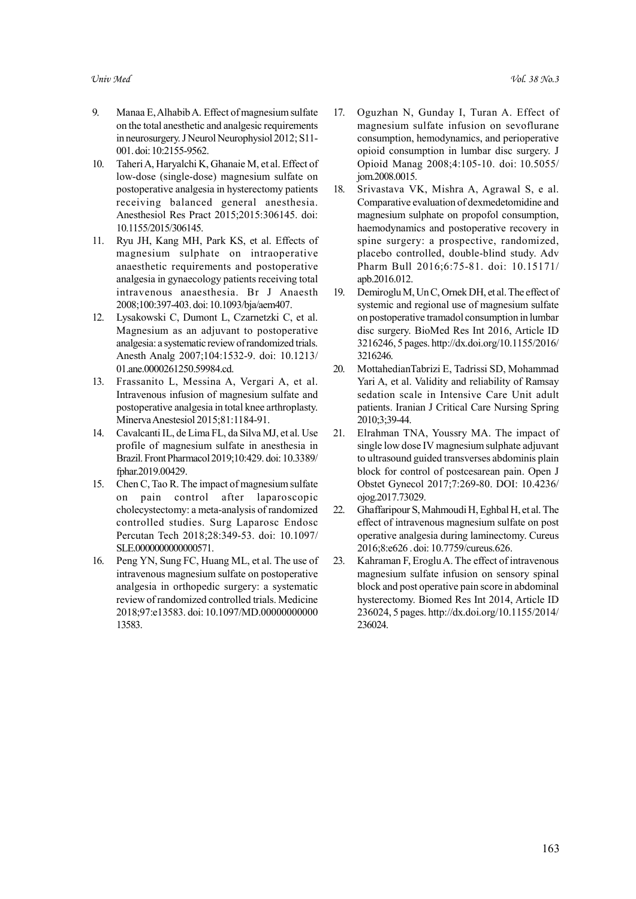9. Manaa E, Alhabib A. Effect of magnesium sulfate on the total anesthetic and analgesic requirements in neurosurgery. J Neurol Neurophysiol 2012; S11-001. doi: 10:2155-9562.
10. Taheri A, Haryalchi K, Ghanaie M, et al. Effect of low-dose (single-dose) magnesium sulfate on postoperative analgesia in hysterectomy patients receiving balanced general anesthesia. Anesthesiol Res Pract 2015;2015:306145. doi: 10.1155/2015/306145.
11. Ryu JH, Kang MH, Park KS, et al. Effects of magnesium sulphate on intraoperative anaesthetic requirements and postoperative analgesia in gynaecology patients receiving total intravenous anaesthesia. Br J Anaesth 2008;100:397-403. doi: 10.1093/bja/aem407.
12. Lysakowski C, Dumont L, Czarnetzki C, et al. Magnesium as an adjuvant to postoperative analgesia: a systematic review of randomized trials. Anesth Analg 2007;104:1532-9. doi: 10.1213/01.ane.0000261250.59984.cd.
13. Frassanito L, Messina A, Vergari A, et al. Intravenous infusion of magnesium sulfate and postoperative analgesia in total knee arthroplasty. Minerva Anestesiol 2015;81:1184-91.
14. Cavalcanti IL, de Lima FL, da Silva MJ, et al. Use profile of magnesium sulfate in anesthesia in Brazil. Front Pharmacol 2019;10:429. doi: 10.3389/fphar.2019.00429.
15. Chen C, Tao R. The impact of magnesium sulfate on pain control after laparoscopic cholecystectomy: a meta-analysis of randomized controlled studies. Surg Laparosc Endosc Percutan Tech 2018;28:349-53. doi: 10.1097/SLE.0000000000000571.
16. Peng YN, Sung FC, Huang ML, et al. The use of intravenous magnesium sulfate on postoperative analgesia in orthopedic surgery: a systematic review of randomized controlled trials. Medicine 2018;97:e13583. doi: 10.1097/MD.0000000000013583.
17. Oguzhan N, Gunday I, Turan A. Effect of magnesium sulfate infusion on sevoflurane consumption, hemodynamics, and perioperative opioid consumption in lumbar disc surgery. J Opioid Manag 2008;4:105-10. doi: 10.5055/jom.2008.0015.
18. Srivastava VK, Mishra A, Agrawal S, e al. Comparative evaluation of dexmedetomidine and magnesium sulphate on propofol consumption, haemodynamics and postoperative recovery in spine surgery: a prospective, randomized, placebo controlled, double-blind study. Adv Pharm Bull 2016;6:75-81. doi: 10.15171/apb.2016.012.
19. Demiroglu M, Un C, Ornek DH, et al. The effect of systemic and regional use of magnesium sulfate on postoperative tramadol consumption in lumbar disc surgery. BioMed Res Int 2016, Article ID 3216246, 5 pages. http://dx.doi.org/10.1155/2016/3216246.
20. MottahedianTabrizi E, Tadrissi SD, Mohammad Yari A, et al. Validity and reliability of Ramsay sedation scale in Intensive Care Unit adult patients. Iranian J Critical Care Nursing Spring 2010;3;39-44.
21. Elrahman TNA, Youssry MA. The impact of single low dose IV magnesium sulphate adjuvant to ultrasound guided transverses abdominis plain block for control of postcesarean pain. Open J Obstet Gynecol 2017;7:269-80. DOI: 10.4236/ojog.2017.73029.
22. Ghaffaripour S, Mahmoudi H, Eghbal H, et al. The effect of intravenous magnesium sulfate on post operative analgesia during laminectomy. Cureus 2016;8:e626 . doi: 10.7759/cureus.626.
23. Kahraman F, Eroglu A. The effect of intravenous magnesium sulfate infusion on sensory spinal block and post operative pain score in abdominal hysterectomy. Biomed Res Int 2014, Article ID 236024, 5 pages. http://dx.doi.org/10.1155/2014/236024.